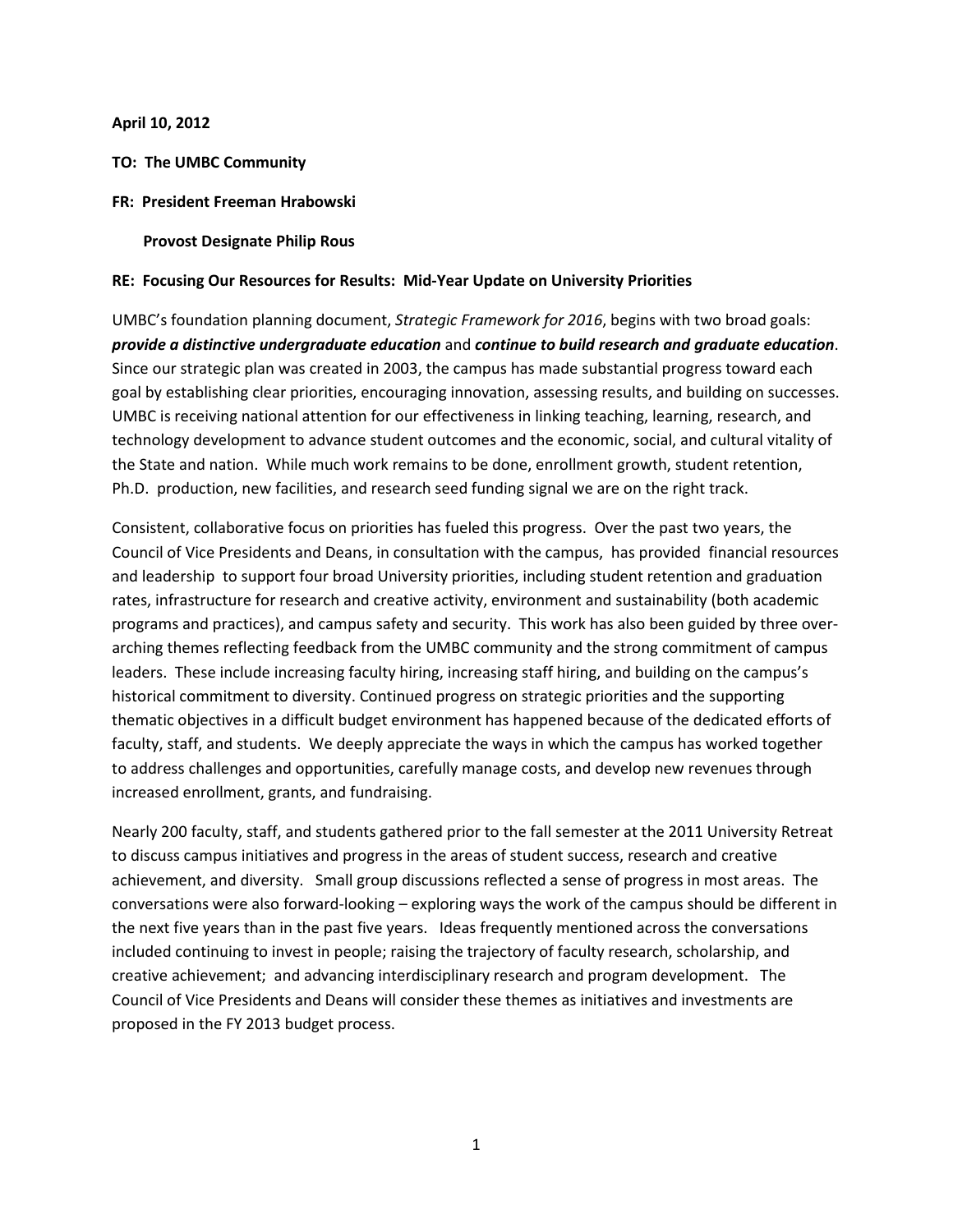**April 10, 2012**

**TO: The UMBC Community**

**FR: President Freeman Hrabowski**

**Provost Designate Philip Rous**

**RE: Focusing Our Resources for Results: Mid-Year Update on University Priorities**

UMBC's foundation planning document, *Strategic Framework for 2016*, begins with two broad goals: ***provide a distinctive undergraduate education*** and ***continue to build research and graduate education***. Since our strategic plan was created in 2003, the campus has made substantial progress toward each goal by establishing clear priorities, encouraging innovation, assessing results, and building on successes. UMBC is receiving national attention for our effectiveness in linking teaching, learning, research, and technology development to advance student outcomes and the economic, social, and cultural vitality of the State and nation. While much work remains to be done, enrollment growth, student retention, Ph.D. production, new facilities, and research seed funding signal we are on the right track.

Consistent, collaborative focus on priorities has fueled this progress. Over the past two years, the Council of Vice Presidents and Deans, in consultation with the campus, has provided financial resources and leadership to support four broad University priorities, including student retention and graduation rates, infrastructure for research and creative activity, environment and sustainability (both academic programs and practices), and campus safety and security. This work has also been guided by three over-arching themes reflecting feedback from the UMBC community and the strong commitment of campus leaders. These include increasing faculty hiring, increasing staff hiring, and building on the campus's historical commitment to diversity. Continued progress on strategic priorities and the supporting thematic objectives in a difficult budget environment has happened because of the dedicated efforts of faculty, staff, and students. We deeply appreciate the ways in which the campus has worked together to address challenges and opportunities, carefully manage costs, and develop new revenues through increased enrollment, grants, and fundraising.

Nearly 200 faculty, staff, and students gathered prior to the fall semester at the 2011 University Retreat to discuss campus initiatives and progress in the areas of student success, research and creative achievement, and diversity. Small group discussions reflected a sense of progress in most areas. The conversations were also forward-looking – exploring ways the work of the campus should be different in the next five years than in the past five years. Ideas frequently mentioned across the conversations included continuing to invest in people; raising the trajectory of faculty research, scholarship, and creative achievement; and advancing interdisciplinary research and program development. The Council of Vice Presidents and Deans will consider these themes as initiatives and investments are proposed in the FY 2013 budget process.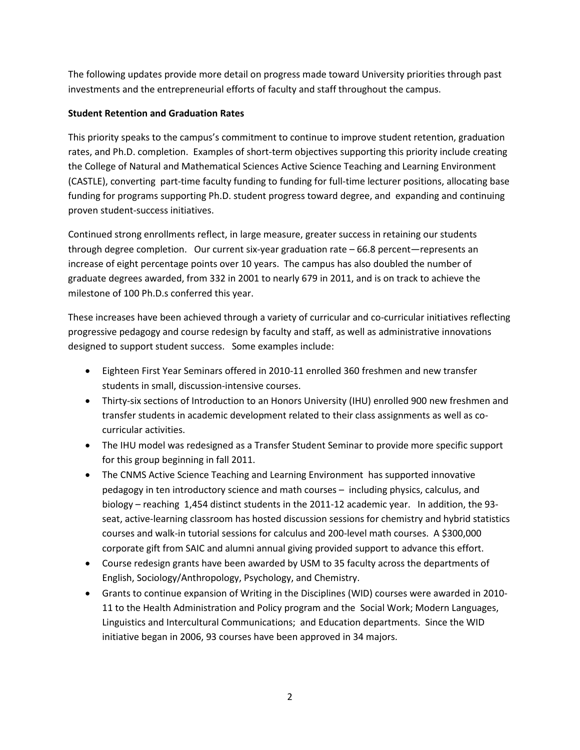The following updates provide more detail on progress made toward University priorities through past investments and the entrepreneurial efforts of faculty and staff throughout the campus.

**Student Retention and Graduation Rates**

This priority speaks to the campus's commitment to continue to improve student retention, graduation rates, and Ph.D. completion. Examples of short-term objectives supporting this priority include creating the College of Natural and Mathematical Sciences Active Science Teaching and Learning Environment (CASTLE), converting part-time faculty funding to funding for full-time lecturer positions, allocating base funding for programs supporting Ph.D. student progress toward degree, and expanding and continuing proven student-success initiatives.

Continued strong enrollments reflect, in large measure, greater success in retaining our students through degree completion. Our current six-year graduation rate – 66.8 percent—represents an increase of eight percentage points over 10 years. The campus has also doubled the number of graduate degrees awarded, from 332 in 2001 to nearly 679 in 2011, and is on track to achieve the milestone of 100 Ph.D.s conferred this year.

These increases have been achieved through a variety of curricular and co-curricular initiatives reflecting progressive pedagogy and course redesign by faculty and staff, as well as administrative innovations designed to support student success. Some examples include:

- Eighteen First Year Seminars offered in 2010-11 enrolled 360 freshmen and new transfer students in small, discussion-intensive courses.
- Thirty-six sections of Introduction to an Honors University (IHU) enrolled 900 new freshmen and transfer students in academic development related to their class assignments as well as co-curricular activities.
- The IHU model was redesigned as a Transfer Student Seminar to provide more specific support for this group beginning in fall 2011.
- The CNMS Active Science Teaching and Learning Environment has supported innovative pedagogy in ten introductory science and math courses – including physics, calculus, and biology – reaching 1,454 distinct students in the 2011-12 academic year. In addition, the 93-seat, active-learning classroom has hosted discussion sessions for chemistry and hybrid statistics courses and walk-in tutorial sessions for calculus and 200-level math courses. A $300,000 corporate gift from SAIC and alumni annual giving provided support to advance this effort.
- Course redesign grants have been awarded by USM to 35 faculty across the departments of English, Sociology/Anthropology, Psychology, and Chemistry.
- Grants to continue expansion of Writing in the Disciplines (WID) courses were awarded in 2010-11 to the Health Administration and Policy program and the Social Work; Modern Languages, Linguistics and Intercultural Communications; and Education departments. Since the WID initiative began in 2006, 93 courses have been approved in 34 majors.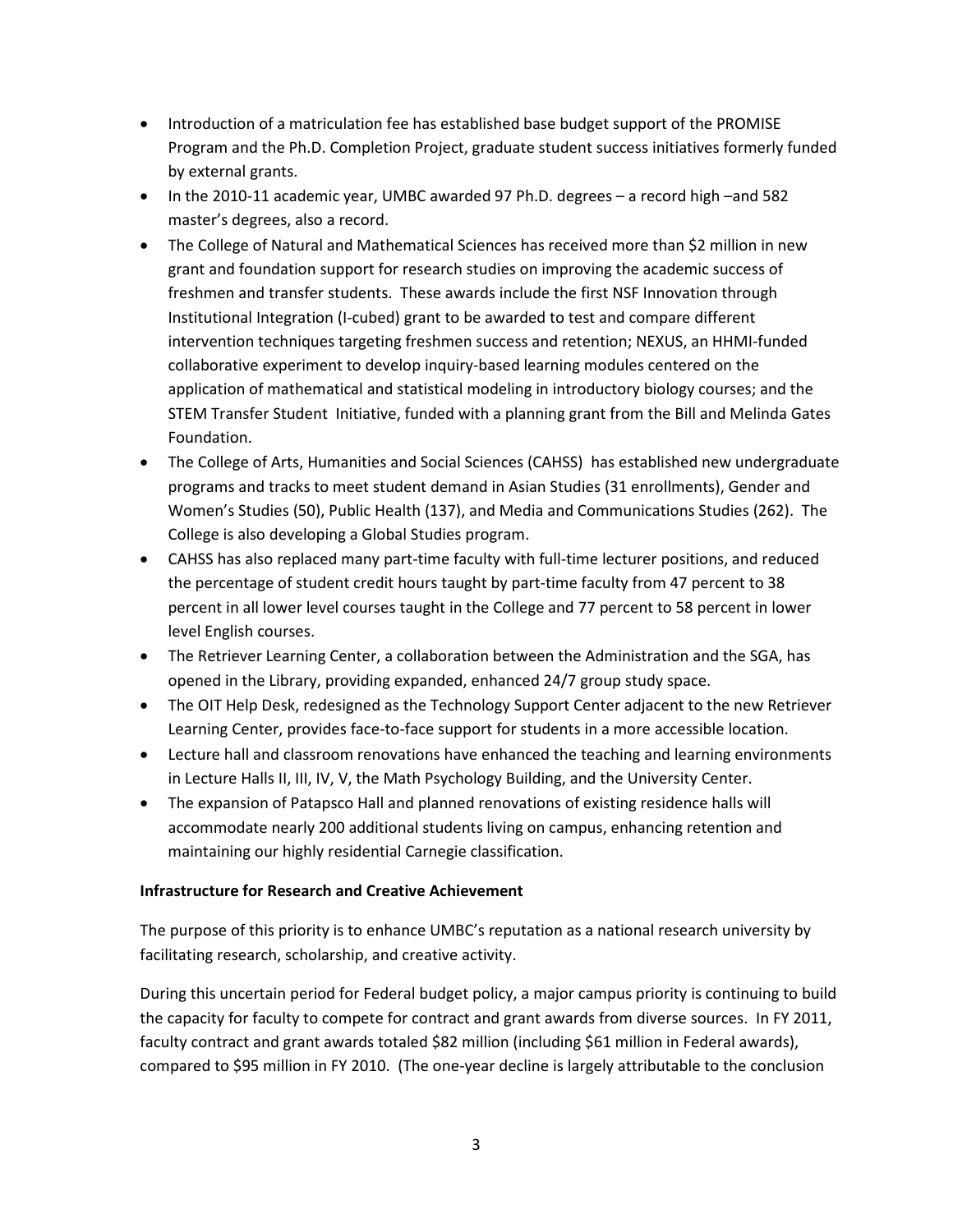- Introduction of a matriculation fee has established base budget support of the PROMISE Program and the Ph.D. Completion Project, graduate student success initiatives formerly funded by external grants.
- In the 2010-11 academic year, UMBC awarded 97 Ph.D. degrees – a record high –and 582 master's degrees, also a record.
- The College of Natural and Mathematical Sciences has received more than $2 million in new grant and foundation support for research studies on improving the academic success of freshmen and transfer students. These awards include the first NSF Innovation through Institutional Integration (I-cubed) grant to be awarded to test and compare different intervention techniques targeting freshmen success and retention; NEXUS, an HHMI-funded collaborative experiment to develop inquiry-based learning modules centered on the application of mathematical and statistical modeling in introductory biology courses; and the STEM Transfer Student Initiative, funded with a planning grant from the Bill and Melinda Gates Foundation.
- The College of Arts, Humanities and Social Sciences (CAHSS) has established new undergraduate programs and tracks to meet student demand in Asian Studies (31 enrollments), Gender and Women's Studies (50), Public Health (137), and Media and Communications Studies (262). The College is also developing a Global Studies program.
- CAHSS has also replaced many part-time faculty with full-time lecturer positions, and reduced the percentage of student credit hours taught by part-time faculty from 47 percent to 38 percent in all lower level courses taught in the College and 77 percent to 58 percent in lower level English courses.
- The Retriever Learning Center, a collaboration between the Administration and the SGA, has opened in the Library, providing expanded, enhanced 24/7 group study space.
- The OIT Help Desk, redesigned as the Technology Support Center adjacent to the new Retriever Learning Center, provides face-to-face support for students in a more accessible location.
- Lecture hall and classroom renovations have enhanced the teaching and learning environments in Lecture Halls II, III, IV, V, the Math Psychology Building, and the University Center.
- The expansion of Patapsco Hall and planned renovations of existing residence halls will accommodate nearly 200 additional students living on campus, enhancing retention and maintaining our highly residential Carnegie classification.

**Infrastructure for Research and Creative Achievement**

The purpose of this priority is to enhance UMBC's reputation as a national research university by facilitating research, scholarship, and creative activity.

During this uncertain period for Federal budget policy, a major campus priority is continuing to build the capacity for faculty to compete for contract and grant awards from diverse sources. In FY 2011, faculty contract and grant awards totaled $82 million (including $61 million in Federal awards), compared to $95 million in FY 2010. (The one-year decline is largely attributable to the conclusion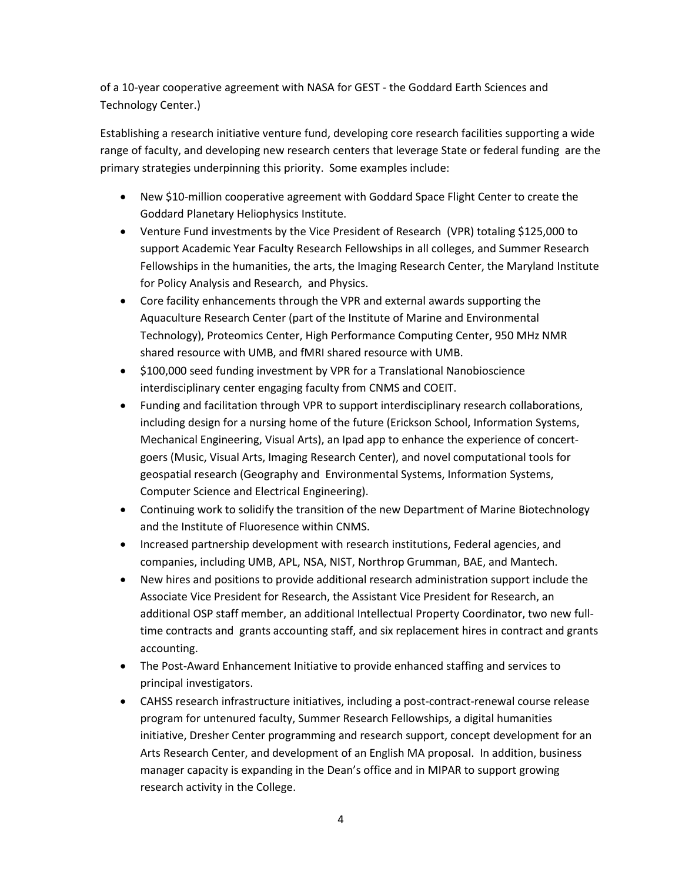of a 10-year cooperative agreement with NASA for GEST - the Goddard Earth Sciences and Technology Center.)

Establishing a research initiative venture fund, developing core research facilities supporting a wide range of faculty, and developing new research centers that leverage State or federal funding are the primary strategies underpinning this priority. Some examples include:

- New $10-million cooperative agreement with Goddard Space Flight Center to create the Goddard Planetary Heliophysics Institute.
- Venture Fund investments by the Vice President of Research (VPR) totaling $125,000 to support Academic Year Faculty Research Fellowships in all colleges, and Summer Research Fellowships in the humanities, the arts, the Imaging Research Center, the Maryland Institute for Policy Analysis and Research, and Physics.
- Core facility enhancements through the VPR and external awards supporting the Aquaculture Research Center (part of the Institute of Marine and Environmental Technology), Proteomics Center, High Performance Computing Center, 950 MHz NMR shared resource with UMB, and fMRI shared resource with UMB.
- $100,000 seed funding investment by VPR for a Translational Nanobioscience interdisciplinary center engaging faculty from CNMS and COEIT.
- Funding and facilitation through VPR to support interdisciplinary research collaborations, including design for a nursing home of the future (Erickson School, Information Systems, Mechanical Engineering, Visual Arts), an Ipad app to enhance the experience of concert-goers (Music, Visual Arts, Imaging Research Center), and novel computational tools for geospatial research (Geography and Environmental Systems, Information Systems, Computer Science and Electrical Engineering).
- Continuing work to solidify the transition of the new Department of Marine Biotechnology and the Institute of Fluoresence within CNMS.
- Increased partnership development with research institutions, Federal agencies, and companies, including UMB, APL, NSA, NIST, Northrop Grumman, BAE, and Mantech.
- New hires and positions to provide additional research administration support include the Associate Vice President for Research, the Assistant Vice President for Research, an additional OSP staff member, an additional Intellectual Property Coordinator, two new full-time contracts and grants accounting staff, and six replacement hires in contract and grants accounting.
- The Post-Award Enhancement Initiative to provide enhanced staffing and services to principal investigators.
- CAHSS research infrastructure initiatives, including a post-contract-renewal course release program for untenured faculty, Summer Research Fellowships, a digital humanities initiative, Dresher Center programming and research support, concept development for an Arts Research Center, and development of an English MA proposal. In addition, business manager capacity is expanding in the Dean's office and in MIPAR to support growing research activity in the College.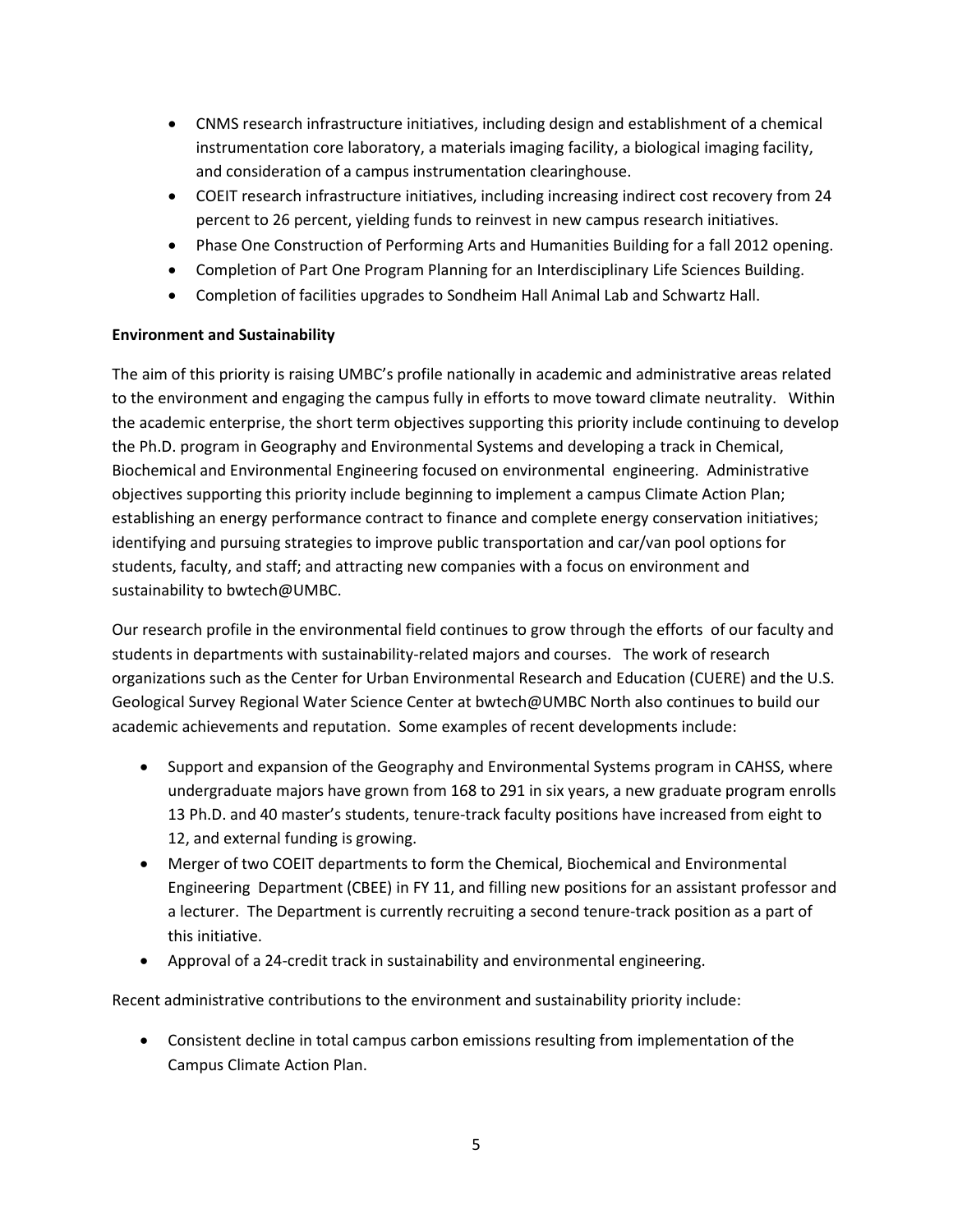- CNMS research infrastructure initiatives, including design and establishment of a chemical instrumentation core laboratory, a materials imaging facility, a biological imaging facility, and consideration of a campus instrumentation clearinghouse.
- COEIT research infrastructure initiatives, including increasing indirect cost recovery from 24 percent to 26 percent, yielding funds to reinvest in new campus research initiatives.
- Phase One Construction of Performing Arts and Humanities Building for a fall 2012 opening.
- Completion of Part One Program Planning for an Interdisciplinary Life Sciences Building.
- Completion of facilities upgrades to Sondheim Hall Animal Lab and Schwartz Hall.

**Environment and Sustainability**

The aim of this priority is raising UMBC's profile nationally in academic and administrative areas related to the environment and engaging the campus fully in efforts to move toward climate neutrality. Within the academic enterprise, the short term objectives supporting this priority include continuing to develop the Ph.D. program in Geography and Environmental Systems and developing a track in Chemical, Biochemical and Environmental Engineering focused on environmental engineering. Administrative objectives supporting this priority include beginning to implement a campus Climate Action Plan; establishing an energy performance contract to finance and complete energy conservation initiatives; identifying and pursuing strategies to improve public transportation and car/van pool options for students, faculty, and staff; and attracting new companies with a focus on environment and sustainability to bwtech@UMBC.

Our research profile in the environmental field continues to grow through the efforts of our faculty and students in departments with sustainability-related majors and courses. The work of research organizations such as the Center for Urban Environmental Research and Education (CUERE) and the U.S. Geological Survey Regional Water Science Center at bwtech@UMBC North also continues to build our academic achievements and reputation. Some examples of recent developments include:

- Support and expansion of the Geography and Environmental Systems program in CAHSS, where undergraduate majors have grown from 168 to 291 in six years, a new graduate program enrolls 13 Ph.D. and 40 master's students, tenure-track faculty positions have increased from eight to 12, and external funding is growing.
- Merger of two COEIT departments to form the Chemical, Biochemical and Environmental Engineering Department (CBEE) in FY 11, and filling new positions for an assistant professor and a lecturer. The Department is currently recruiting a second tenure-track position as a part of this initiative.
- Approval of a 24-credit track in sustainability and environmental engineering.

Recent administrative contributions to the environment and sustainability priority include:

- Consistent decline in total campus carbon emissions resulting from implementation of the Campus Climate Action Plan.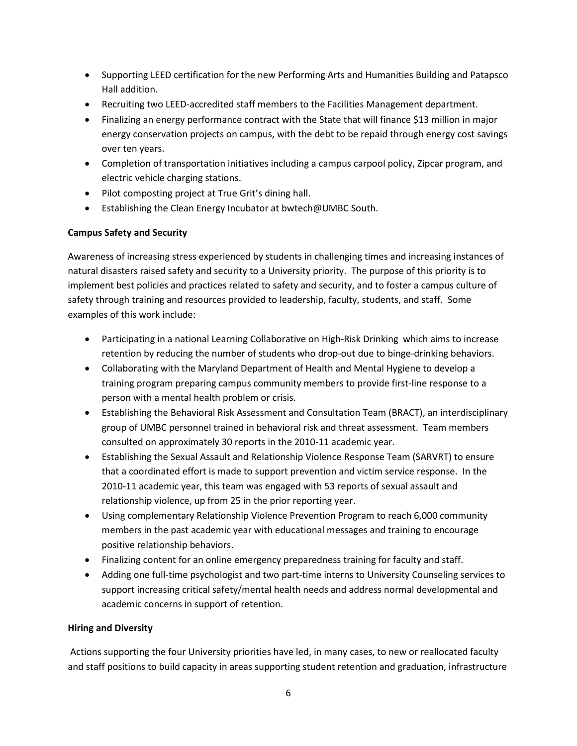- Supporting LEED certification for the new Performing Arts and Humanities Building and Patapsco Hall addition.
- Recruiting two LEED-accredited staff members to the Facilities Management department.
- Finalizing an energy performance contract with the State that will finance $13 million in major energy conservation projects on campus, with the debt to be repaid through energy cost savings over ten years.
- Completion of transportation initiatives including a campus carpool policy, Zipcar program, and electric vehicle charging stations.
- Pilot composting project at True Grit's dining hall.
- Establishing the Clean Energy Incubator at bwtech@UMBC South.

**Campus Safety and Security**

Awareness of increasing stress experienced by students in challenging times and increasing instances of natural disasters raised safety and security to a University priority. The purpose of this priority is to implement best policies and practices related to safety and security, and to foster a campus culture of safety through training and resources provided to leadership, faculty, students, and staff. Some examples of this work include:

- Participating in a national Learning Collaborative on High-Risk Drinking which aims to increase retention by reducing the number of students who drop-out due to binge-drinking behaviors.
- Collaborating with the Maryland Department of Health and Mental Hygiene to develop a training program preparing campus community members to provide first-line response to a person with a mental health problem or crisis.
- Establishing the Behavioral Risk Assessment and Consultation Team (BRACT), an interdisciplinary group of UMBC personnel trained in behavioral risk and threat assessment. Team members consulted on approximately 30 reports in the 2010-11 academic year.
- Establishing the Sexual Assault and Relationship Violence Response Team (SARVRT) to ensure that a coordinated effort is made to support prevention and victim service response. In the 2010-11 academic year, this team was engaged with 53 reports of sexual assault and relationship violence, up from 25 in the prior reporting year.
- Using complementary Relationship Violence Prevention Program to reach 6,000 community members in the past academic year with educational messages and training to encourage positive relationship behaviors.
- Finalizing content for an online emergency preparedness training for faculty and staff.
- Adding one full-time psychologist and two part-time interns to University Counseling services to support increasing critical safety/mental health needs and address normal developmental and academic concerns in support of retention.

**Hiring and Diversity**

Actions supporting the four University priorities have led, in many cases, to new or reallocated faculty and staff positions to build capacity in areas supporting student retention and graduation, infrastructure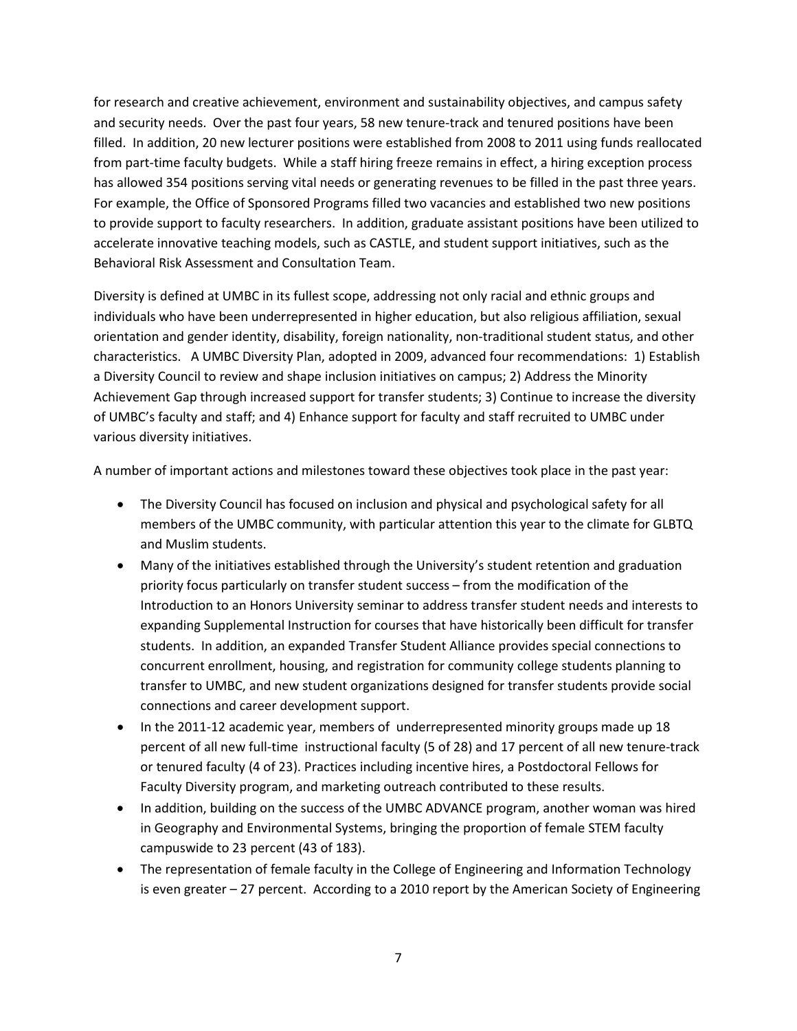for research and creative achievement, environment and sustainability objectives, and campus safety and security needs. Over the past four years, 58 new tenure-track and tenured positions have been filled. In addition, 20 new lecturer positions were established from 2008 to 2011 using funds reallocated from part-time faculty budgets. While a staff hiring freeze remains in effect, a hiring exception process has allowed 354 positions serving vital needs or generating revenues to be filled in the past three years. For example, the Office of Sponsored Programs filled two vacancies and established two new positions to provide support to faculty researchers. In addition, graduate assistant positions have been utilized to accelerate innovative teaching models, such as CASTLE, and student support initiatives, such as the Behavioral Risk Assessment and Consultation Team.

Diversity is defined at UMBC in its fullest scope, addressing not only racial and ethnic groups and individuals who have been underrepresented in higher education, but also religious affiliation, sexual orientation and gender identity, disability, foreign nationality, non-traditional student status, and other characteristics. A UMBC Diversity Plan, adopted in 2009, advanced four recommendations: 1) Establish a Diversity Council to review and shape inclusion initiatives on campus; 2) Address the Minority Achievement Gap through increased support for transfer students; 3) Continue to increase the diversity of UMBC's faculty and staff; and 4) Enhance support for faculty and staff recruited to UMBC under various diversity initiatives.

A number of important actions and milestones toward these objectives took place in the past year:

- The Diversity Council has focused on inclusion and physical and psychological safety for all members of the UMBC community, with particular attention this year to the climate for GLBTQ and Muslim students.
- Many of the initiatives established through the University's student retention and graduation priority focus particularly on transfer student success – from the modification of the Introduction to an Honors University seminar to address transfer student needs and interests to expanding Supplemental Instruction for courses that have historically been difficult for transfer students. In addition, an expanded Transfer Student Alliance provides special connections to concurrent enrollment, housing, and registration for community college students planning to transfer to UMBC, and new student organizations designed for transfer students provide social connections and career development support.
- In the 2011-12 academic year, members of underrepresented minority groups made up 18 percent of all new full-time instructional faculty (5 of 28) and 17 percent of all new tenure-track or tenured faculty (4 of 23). Practices including incentive hires, a Postdoctoral Fellows for Faculty Diversity program, and marketing outreach contributed to these results.
- In addition, building on the success of the UMBC ADVANCE program, another woman was hired in Geography and Environmental Systems, bringing the proportion of female STEM faculty campuswide to 23 percent (43 of 183).
- The representation of female faculty in the College of Engineering and Information Technology is even greater – 27 percent. According to a 2010 report by the American Society of Engineering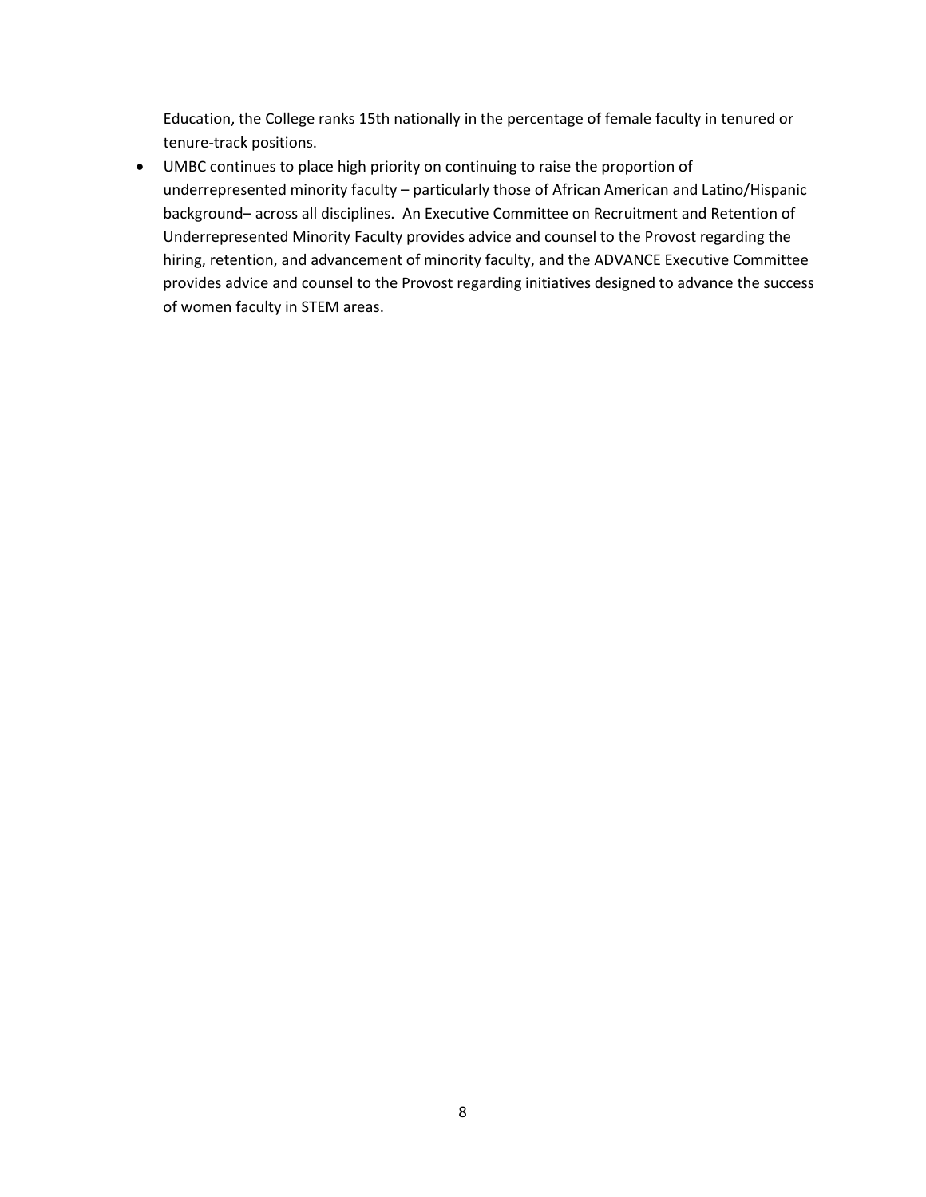Education, the College ranks 15th nationally in the percentage of female faculty in tenured or tenure-track positions.

- UMBC continues to place high priority on continuing to raise the proportion of underrepresented minority faculty – particularly those of African American and Latino/Hispanic background– across all disciplines. An Executive Committee on Recruitment and Retention of Underrepresented Minority Faculty provides advice and counsel to the Provost regarding the hiring, retention, and advancement of minority faculty, and the ADVANCE Executive Committee provides advice and counsel to the Provost regarding initiatives designed to advance the success of women faculty in STEM areas.